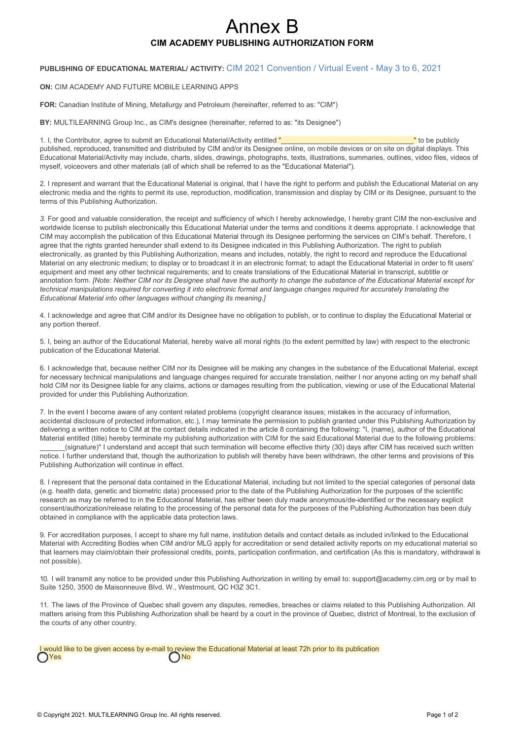# Annex B

## CIM ACADEMY PUBLISHING AUTHORIZATION FORM

**PUBLISHING OF EDUCATIONAL MATERIAL/ ACTIVITY:** CIM 2021 Convention / Virtual Event - May 3 to 6, 2021

**ON:** CIM ACADEMY AND FUTURE MOBILE LEARNING APPS

**FOR:** Canadian Institute of Mining, Metallurgy and Petroleum (hereinafter, referred to as: "CIM")

**BY:** MULTILEARNING Group Inc., as CIM's designee (hereinafter, referred to as: "its Designee")

1. I, the Contributor, agree to submit an Educational Material/Activity entitled "_________________________________" to be publicly published, reproduced, transmitted and distributed by CIM and/or its Designee online, on mobile devices or on site on digital displays. This Educational Material/Activity may include, charts, slides, drawings, photographs, texts, illustrations, summaries, outlines, video files, videos of myself, voiceovers and other materials (all of which shall be referred to as the "Educational Material").

2. I represent and warrant that the Educational Material is original, that I have the right to perform and publish the Educational Material on any electronic media and the rights to permit its use, reproduction, modification, transmission and display by CIM or its Designee, pursuant to the terms of this Publishing Authorization.

3. For good and valuable consideration, the receipt and sufficiency of which I hereby acknowledge, I hereby grant CIM the non-exclusive and worldwide license to publish electronically this Educational Material under the terms and conditions it deems appropriate. I acknowledge that CIM may accomplish the publication of this Educational Material through its Designee performing the services on CIM's behalf. Therefore, I agree that the rights granted hereunder shall extend to its Designee indicated in this Publishing Authorization. The right to publish electronically, as granted by this Publishing Authorization, means and includes, notably, the right to record and reproduce the Educational Material on any electronic medium; to display or to broadcast it in an electronic format; to adapt the Educational Material in order to fit users' equipment and meet any other technical requirements; and to create translations of the Educational Material in transcript, subtitle or annotation form. *[Note: Neither CIM nor its Designee shall have the authority to change the substance of the Educational Material except for technical manipulations required for converting it into electronic format and language changes required for accurately translating the Educational Material into other languages without changing its meaning.]*

4. I acknowledge and agree that CIM and/or its Designee have no obligation to publish, or to continue to display the Educational Material or any portion thereof.

5. I, being an author of the Educational Material, hereby waive all moral rights (to the extent permitted by law) with respect to the electronic publication of the Educational Material.

6. I acknowledge that, because neither CIM nor its Designee will be making any changes in the substance of the Educational Material, except for necessary technical manipulations and language changes required for accurate translation, neither I nor anyone acting on my behalf shall hold CIM nor its Designee liable for any claims, actions or damages resulting from the publication, viewing or use of the Educational Material provided for under this Publishing Authorization.

7. In the event I become aware of any content related problems (copyright clearance issues; mistakes in the accuracy of information, accidental disclosure of protected information, etc.), I may terminate the permission to publish granted under this Publishing Authorization by delivering a written notice to CIM at the contact details indicated in the article 8 containing the following: "I, (name), author of the Educational Material entitled (title) hereby terminate my publishing authorization with CIM for the said Educational Material due to the following problems: _______(signature)" I understand and accept that such termination will become effective thirty (30) days after CIM has received such written notice. I further understand that, though the authorization to publish will thereby have been withdrawn, the other terms and provisions of this Publishing Authorization will continue in effect.

8. I represent that the personal data contained in the Educational Material, including but not limited to the special categories of personal data (e.g. health data, genetic and biometric data) processed prior to the date of the Publishing Authorization for the purposes of the scientific research as may be referred to in the Educational Material, has either been duly made anonymous/de-identified or the necessary explicit consent/authorization/release relating to the processing of the personal data for the purposes of the Publishing Authorization has been duly obtained in compliance with the applicable data protection laws.

9. For accreditation purposes, I accept to share my full name, institution details and contact details as included in/linked to the Educational Material with Accrediting Bodies when CIM and/or MLG apply for accreditation or send detailed activity reports on my educational material so that learners may claim/obtain their professional credits, points, participation confirmation, and certification (As this is mandatory, withdrawal is not possible).

10. I will transmit any notice to be provided under this Publishing Authorization in writing by email to: support@academy.cim.org or by mail to Suite 1250, 3500 de Maisonneuve Blvd. W., Westmount, QC H3Z 3C1.

11. The laws of the Province of Quebec shall govern any disputes, remedies, breaches or claims related to this Publishing Authorization. All matters arising from this Publishing Authorization shall be heard by a court in the province of Quebec, district of Montreal, to the exclusion of the courts of any other country.

I would like to be given access by e-mail to review the Educational Material at least 72h prior to its publication

◯ Yes ◯ No

© Copyright 2021. MULTILEARNING Group Inc. All rights reserved.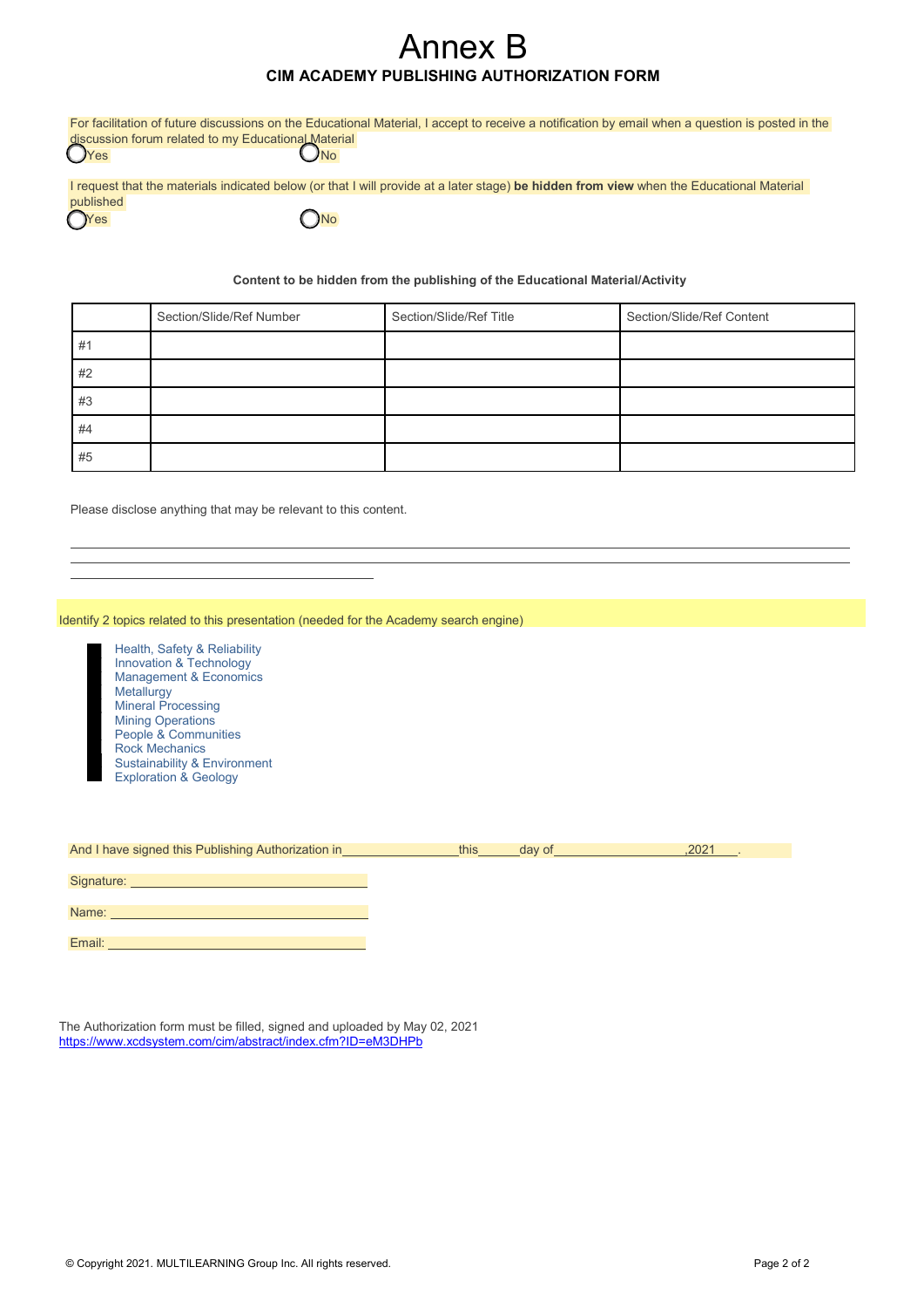# Annex B

## CIM ACADEMY PUBLISHING AUTHORIZATION FORM

For facilitation of future discussions on the Educational Material, I accept to receive a notification by email when a question is posted in the discussion forum related to my Educational Material

◯ Yes ◯ No

I request that the materials indicated below (or that I will provide at a later stage) **be hidden from view** when the Educational Material published

◯ Yes ◯ No

**Content to be hidden from the publishing of the Educational Material/Activity**

| | Section/Slide/Ref Number | Section/Slide/Ref Title | Section/Slide/Ref Content |
|---|---|---|---|
| #1 | | | |
| #2 | | | |
| #3 | | | |
| #4 | | | |
| #5 | | | |

Please disclose anything that may be relevant to this content.

_______________________________________________________________________________

_______________________________________________________________________________

_______________________________

Identify 2 topics related to this presentation (needed for the Academy search engine)

- Health, Safety & Reliability
- Innovation & Technology
- Management & Economics
- Metallurgy
- Mineral Processing
- Mining Operations
- People & Communities
- Rock Mechanics
- Sustainability & Environment
- Exploration & Geology

And I have signed this Publishing Authorization in________________this_____day of__________________,2021___.

Signature: ______________________________

Name: ______________________________

Email: ______________________________

The Authorization form must be filled, signed and uploaded by May 02, 2021
https://www.xcdsystem.com/cim/abstract/index.cfm?ID=eM3DHPb

© Copyright 2021. MULTILEARNING Group Inc. All rights reserved.